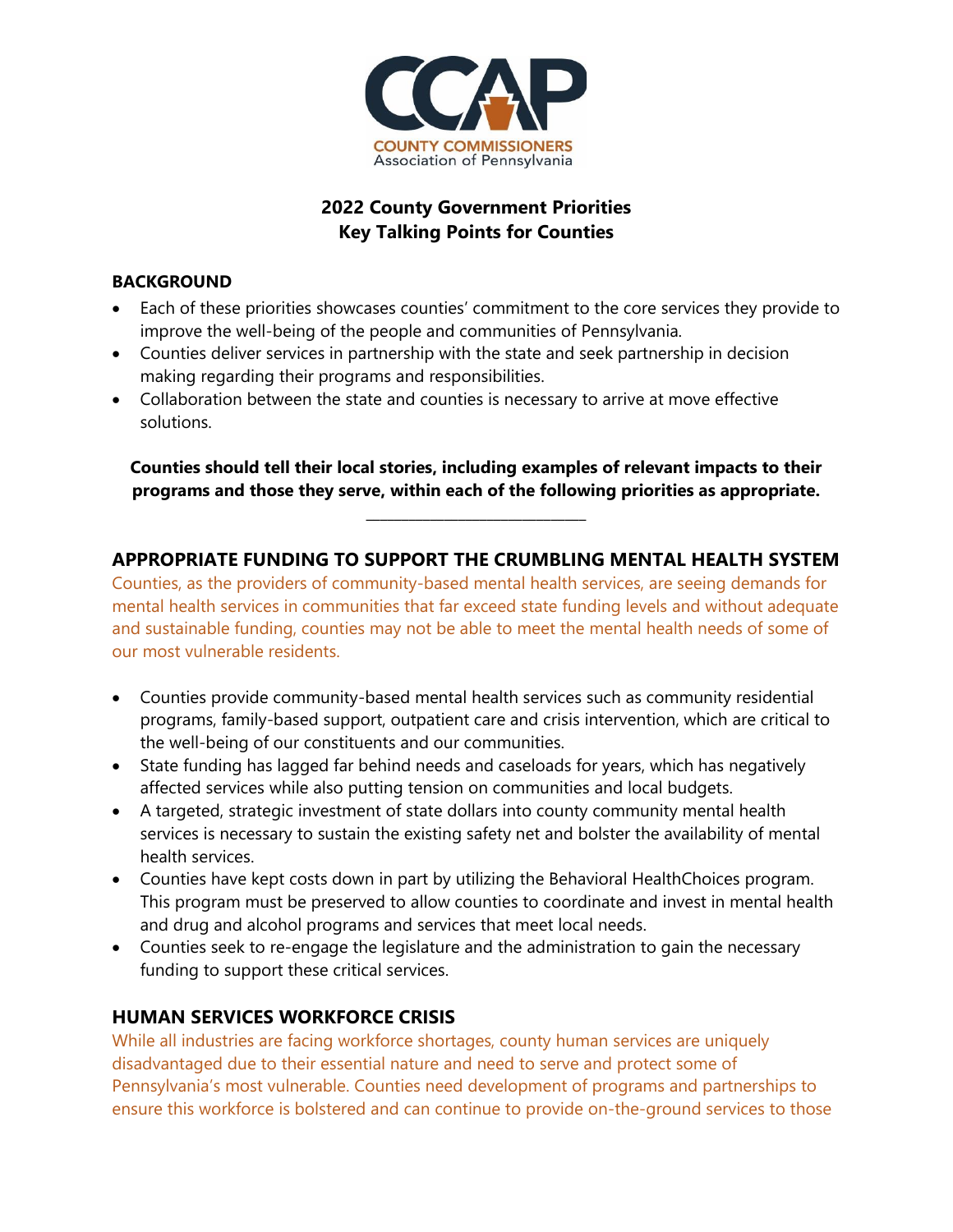CCAP

COUNTY COMMISSIONERS
Association of Pennsylvania

# 2022 County Government Priorities
# Key Talking Points for Counties

## BACKGROUND

- Each of these priorities showcases counties' commitment to the core services they provide to improve the well-being of the people and communities of Pennsylvania.
- Counties deliver services in partnership with the state and seek partnership in decision making regarding their programs and responsibilities.
- Collaboration between the state and counties is necessary to arrive at move effective solutions.

**Counties should tell their local stories, including examples of relevant impacts to their programs and those they serve, within each of the following priorities as appropriate.**

---

## APPROPRIATE FUNDING TO SUPPORT THE CRUMBLING MENTAL HEALTH SYSTEM

Counties, as the providers of community-based mental health services, are seeing demands for mental health services in communities that far exceed state funding levels and without adequate and sustainable funding, counties may not be able to meet the mental health needs of some of our most vulnerable residents.

- Counties provide community-based mental health services such as community residential programs, family-based support, outpatient care and crisis intervention, which are critical to the well-being of our constituents and our communities.
- State funding has lagged far behind needs and caseloads for years, which has negatively affected services while also putting tension on communities and local budgets.
- A targeted, strategic investment of state dollars into county community mental health services is necessary to sustain the existing safety net and bolster the availability of mental health services.
- Counties have kept costs down in part by utilizing the Behavioral HealthChoices program. This program must be preserved to allow counties to coordinate and invest in mental health and drug and alcohol programs and services that meet local needs.
- Counties seek to re-engage the legislature and the administration to gain the necessary funding to support these critical services.

## HUMAN SERVICES WORKFORCE CRISIS

While all industries are facing workforce shortages, county human services are uniquely disadvantaged due to their essential nature and need to serve and protect some of Pennsylvania's most vulnerable. Counties need development of programs and partnerships to ensure this workforce is bolstered and can continue to provide on-the-ground services to those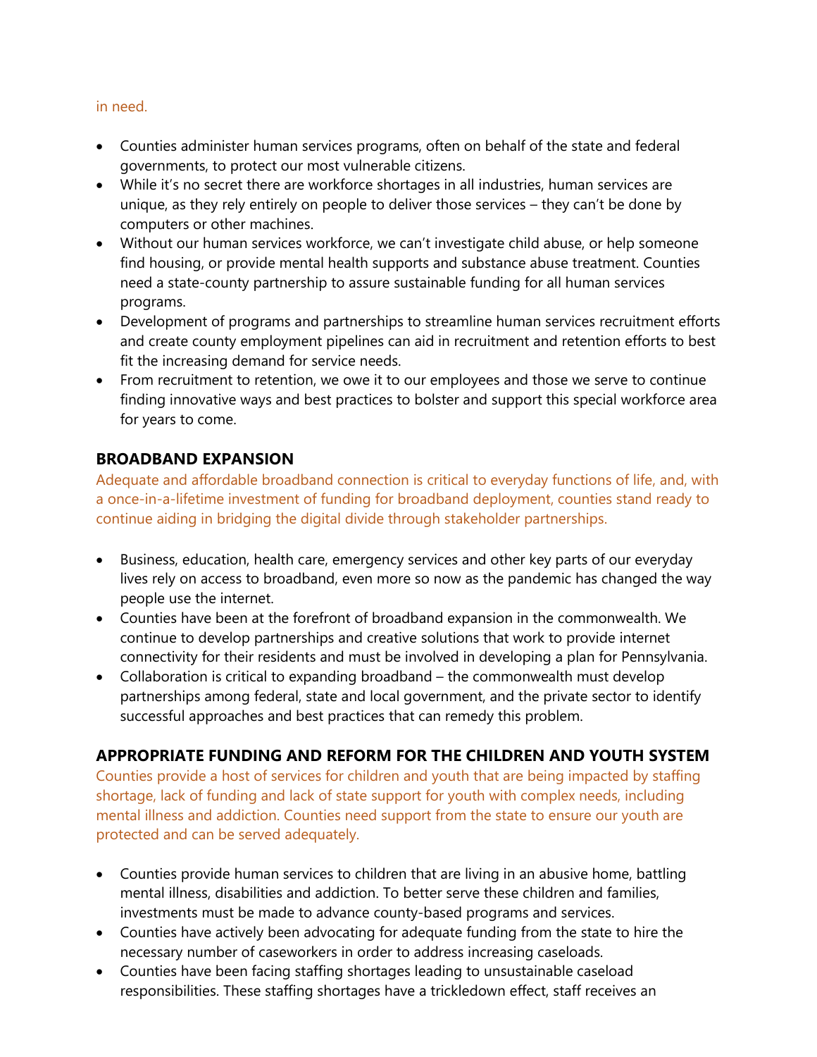in need.

- Counties administer human services programs, often on behalf of the state and federal governments, to protect our most vulnerable citizens.
- While it's no secret there are workforce shortages in all industries, human services are unique, as they rely entirely on people to deliver those services – they can't be done by computers or other machines.
- Without our human services workforce, we can't investigate child abuse, or help someone find housing, or provide mental health supports and substance abuse treatment. Counties need a state-county partnership to assure sustainable funding for all human services programs.
- Development of programs and partnerships to streamline human services recruitment efforts and create county employment pipelines can aid in recruitment and retention efforts to best fit the increasing demand for service needs.
- From recruitment to retention, we owe it to our employees and those we serve to continue finding innovative ways and best practices to bolster and support this special workforce area for years to come.

## BROADBAND EXPANSION

Adequate and affordable broadband connection is critical to everyday functions of life, and, with a once-in-a-lifetime investment of funding for broadband deployment, counties stand ready to continue aiding in bridging the digital divide through stakeholder partnerships.

- Business, education, health care, emergency services and other key parts of our everyday lives rely on access to broadband, even more so now as the pandemic has changed the way people use the internet.
- Counties have been at the forefront of broadband expansion in the commonwealth. We continue to develop partnerships and creative solutions that work to provide internet connectivity for their residents and must be involved in developing a plan for Pennsylvania.
- Collaboration is critical to expanding broadband – the commonwealth must develop partnerships among federal, state and local government, and the private sector to identify successful approaches and best practices that can remedy this problem.

## APPROPRIATE FUNDING AND REFORM FOR THE CHILDREN AND YOUTH SYSTEM

Counties provide a host of services for children and youth that are being impacted by staffing shortage, lack of funding and lack of state support for youth with complex needs, including mental illness and addiction. Counties need support from the state to ensure our youth are protected and can be served adequately.

- Counties provide human services to children that are living in an abusive home, battling mental illness, disabilities and addiction. To better serve these children and families, investments must be made to advance county-based programs and services.
- Counties have actively been advocating for adequate funding from the state to hire the necessary number of caseworkers in order to address increasing caseloads.
- Counties have been facing staffing shortages leading to unsustainable caseload responsibilities. These staffing shortages have a trickledown effect, staff receives an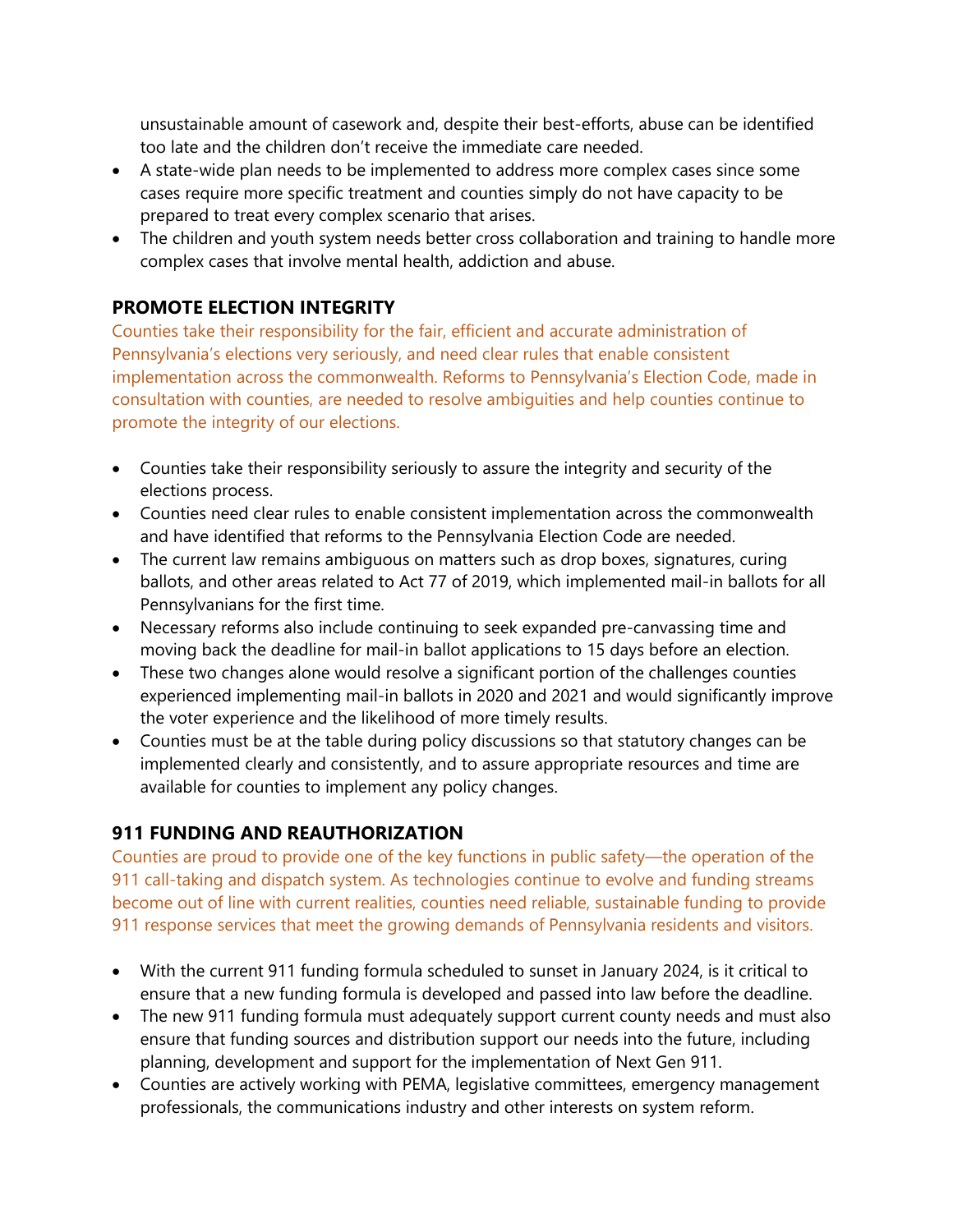unsustainable amount of casework and, despite their best-efforts, abuse can be identified too late and the children don't receive the immediate care needed.

- A state-wide plan needs to be implemented to address more complex cases since some cases require more specific treatment and counties simply do not have capacity to be prepared to treat every complex scenario that arises.
- The children and youth system needs better cross collaboration and training to handle more complex cases that involve mental health, addiction and abuse.

## PROMOTE ELECTION INTEGRITY

Counties take their responsibility for the fair, efficient and accurate administration of Pennsylvania's elections very seriously, and need clear rules that enable consistent implementation across the commonwealth. Reforms to Pennsylvania's Election Code, made in consultation with counties, are needed to resolve ambiguities and help counties continue to promote the integrity of our elections.

- Counties take their responsibility seriously to assure the integrity and security of the elections process.
- Counties need clear rules to enable consistent implementation across the commonwealth and have identified that reforms to the Pennsylvania Election Code are needed.
- The current law remains ambiguous on matters such as drop boxes, signatures, curing ballots, and other areas related to Act 77 of 2019, which implemented mail-in ballots for all Pennsylvanians for the first time.
- Necessary reforms also include continuing to seek expanded pre-canvassing time and moving back the deadline for mail-in ballot applications to 15 days before an election.
- These two changes alone would resolve a significant portion of the challenges counties experienced implementing mail-in ballots in 2020 and 2021 and would significantly improve the voter experience and the likelihood of more timely results.
- Counties must be at the table during policy discussions so that statutory changes can be implemented clearly and consistently, and to assure appropriate resources and time are available for counties to implement any policy changes.

## 911 FUNDING AND REAUTHORIZATION

Counties are proud to provide one of the key functions in public safety—the operation of the 911 call-taking and dispatch system. As technologies continue to evolve and funding streams become out of line with current realities, counties need reliable, sustainable funding to provide 911 response services that meet the growing demands of Pennsylvania residents and visitors.

- With the current 911 funding formula scheduled to sunset in January 2024, is it critical to ensure that a new funding formula is developed and passed into law before the deadline.
- The new 911 funding formula must adequately support current county needs and must also ensure that funding sources and distribution support our needs into the future, including planning, development and support for the implementation of Next Gen 911.
- Counties are actively working with PEMA, legislative committees, emergency management professionals, the communications industry and other interests on system reform.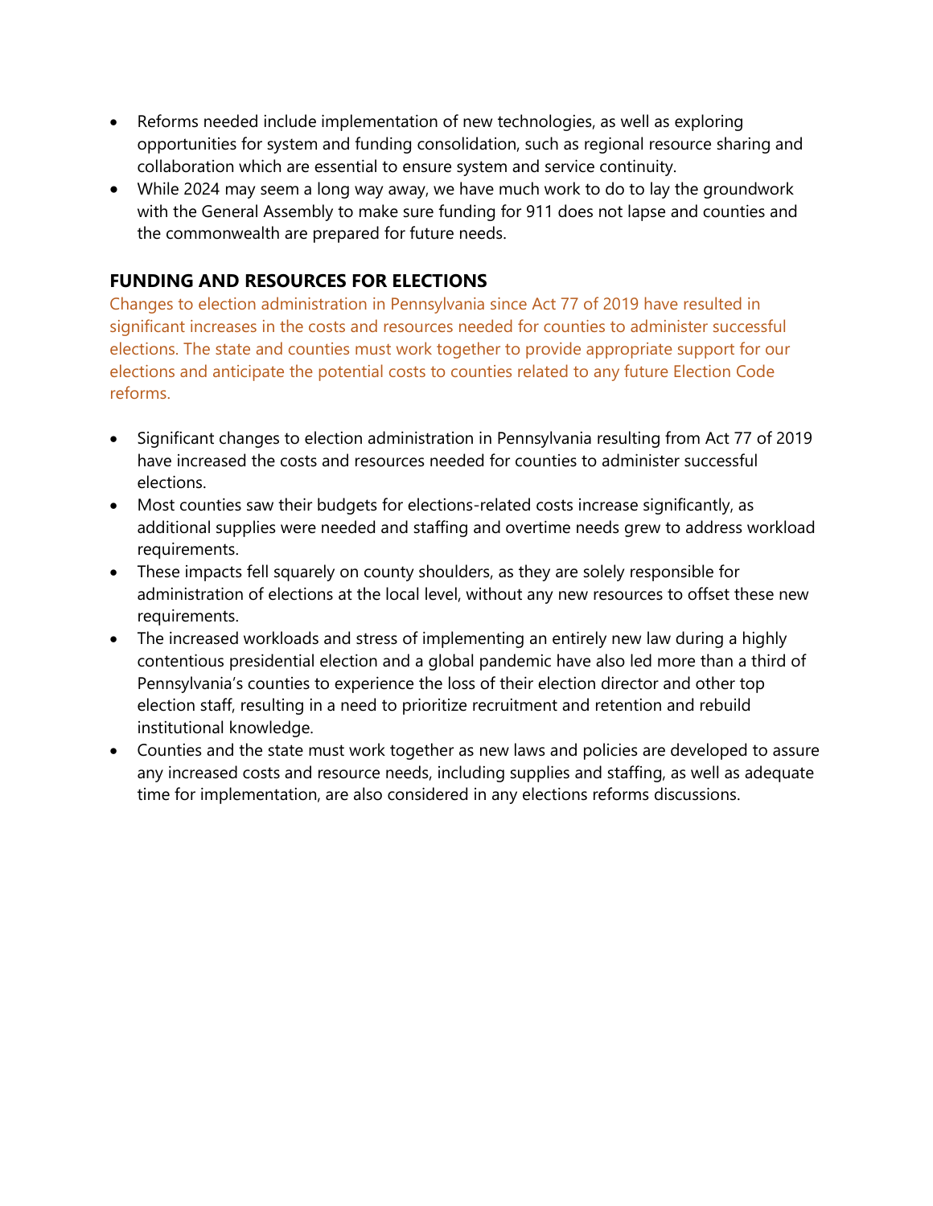- Reforms needed include implementation of new technologies, as well as exploring opportunities for system and funding consolidation, such as regional resource sharing and collaboration which are essential to ensure system and service continuity.
- While 2024 may seem a long way away, we have much work to do to lay the groundwork with the General Assembly to make sure funding for 911 does not lapse and counties and the commonwealth are prepared for future needs.

## FUNDING AND RESOURCES FOR ELECTIONS

Changes to election administration in Pennsylvania since Act 77 of 2019 have resulted in significant increases in the costs and resources needed for counties to administer successful elections. The state and counties must work together to provide appropriate support for our elections and anticipate the potential costs to counties related to any future Election Code reforms.

- Significant changes to election administration in Pennsylvania resulting from Act 77 of 2019 have increased the costs and resources needed for counties to administer successful elections.
- Most counties saw their budgets for elections-related costs increase significantly, as additional supplies were needed and staffing and overtime needs grew to address workload requirements.
- These impacts fell squarely on county shoulders, as they are solely responsible for administration of elections at the local level, without any new resources to offset these new requirements.
- The increased workloads and stress of implementing an entirely new law during a highly contentious presidential election and a global pandemic have also led more than a third of Pennsylvania's counties to experience the loss of their election director and other top election staff, resulting in a need to prioritize recruitment and retention and rebuild institutional knowledge.
- Counties and the state must work together as new laws and policies are developed to assure any increased costs and resource needs, including supplies and staffing, as well as adequate time for implementation, are also considered in any elections reforms discussions.